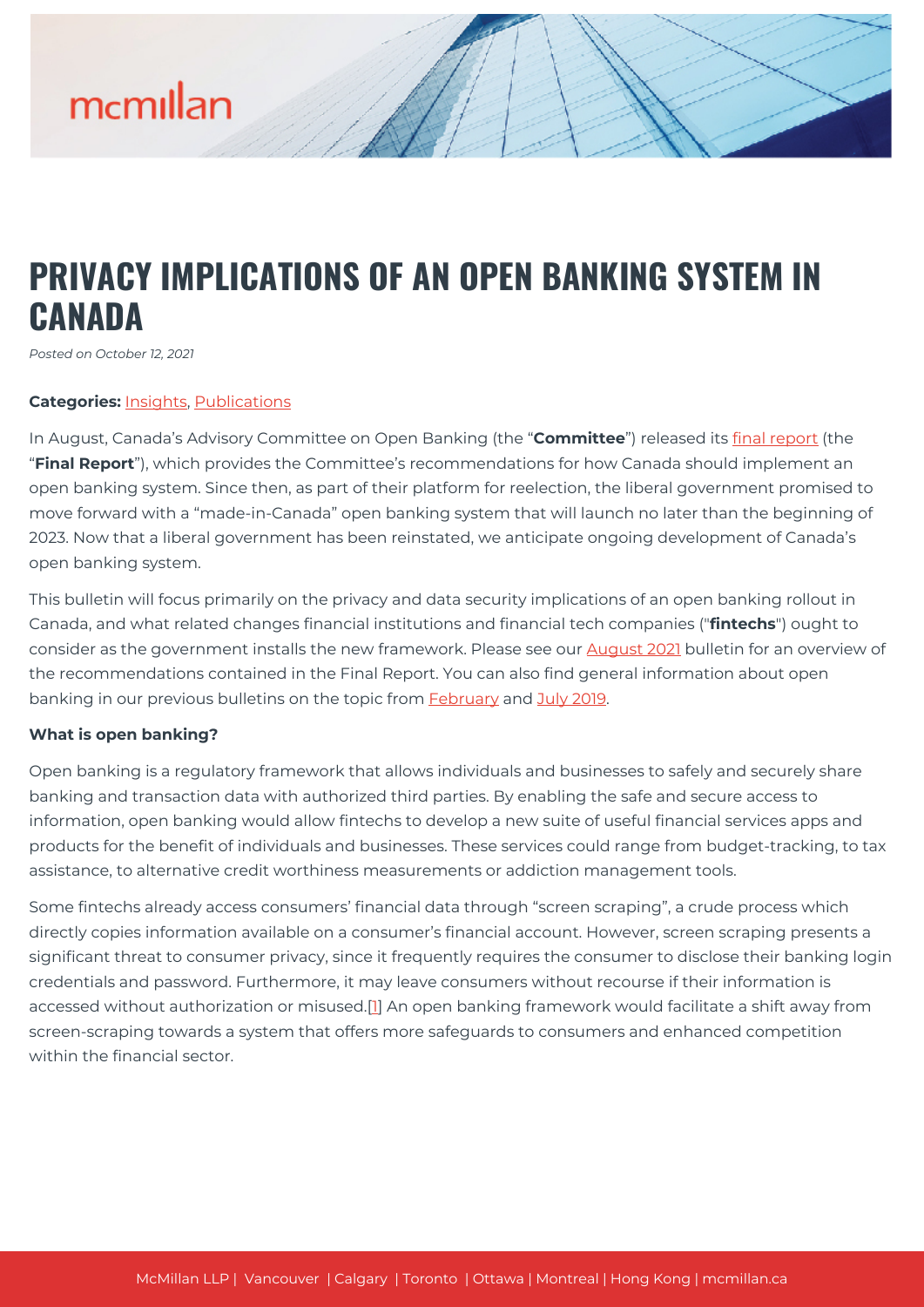# PRIVACY IMPLICATIONS OF AN OPEN BANKING SYSTEM IN CANADA

*Posted on October 12, 2021*

**Categories:** Insights, Publications

In August, Canada's Advisory Committee on Open Banking (the "**Committee**") released its final report (the "**Final Report**"), which provides the Committee's recommendations for how Canada should implement an open banking system. Since then, as part of their platform for reelection, the liberal government promised to move forward with a "made-in-Canada" open banking system that will launch no later than the beginning of 2023. Now that a liberal government has been reinstated, we anticipate ongoing development of Canada's open banking system.

This bulletin will focus primarily on the privacy and data security implications of an open banking rollout in Canada, and what related changes financial institutions and financial tech companies ("**fintechs**") ought to consider as the government installs the new framework. Please see our August 2021 bulletin for an overview of the recommendations contained in the Final Report. You can also find general information about open banking in our previous bulletins on the topic from February and July 2019.

**What is open banking?**

Open banking is a regulatory framework that allows individuals and businesses to safely and securely share banking and transaction data with authorized third parties. By enabling the safe and secure access to information, open banking would allow fintechs to develop a new suite of useful financial services apps and products for the benefit of individuals and businesses. These services could range from budget-tracking, to tax assistance, to alternative credit worthiness measurements or addiction management tools.

Some fintechs already access consumers' financial data through "screen scraping", a crude process which directly copies information available on a consumer's financial account. However, screen scraping presents a significant threat to consumer privacy, since it frequently requires the consumer to disclose their banking login credentials and password. Furthermore, it may leave consumers without recourse if their information is accessed without authorization or misused.[1] An open banking framework would facilitate a shift away from screen-scraping towards a system that offers more safeguards to consumers and enhanced competition within the financial sector.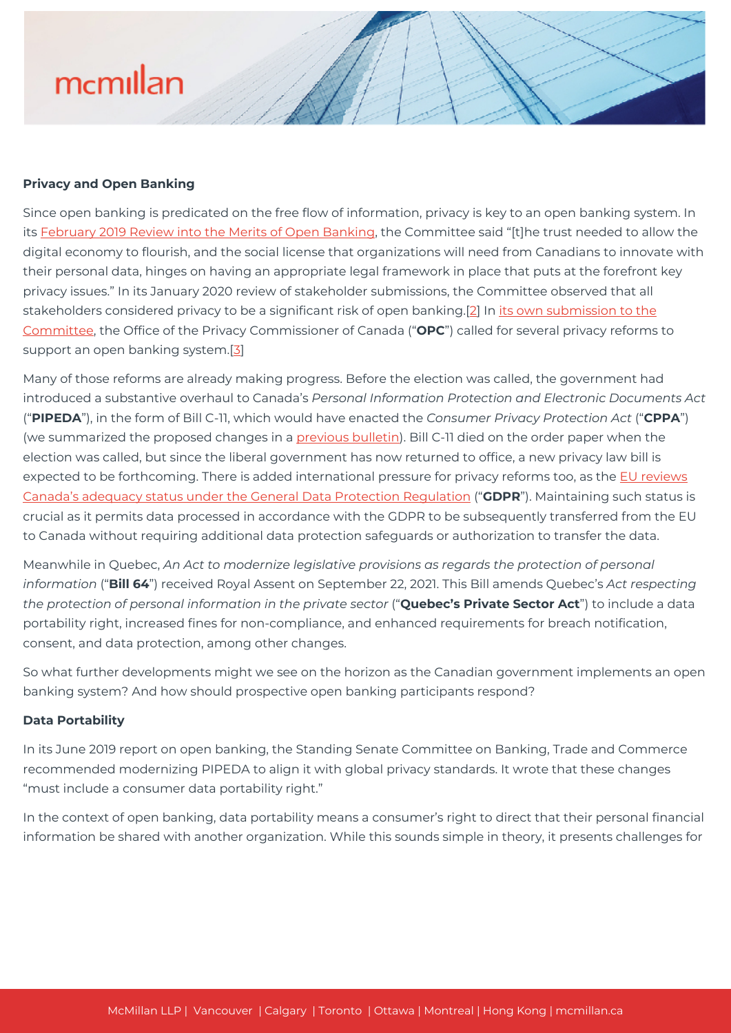**Privacy and Open Banking**

Since open banking is predicated on the free flow of information, privacy is key to an open banking system. In its February 2019 Review into the Merits of Open Banking, the Committee said "[t]he trust needed to allow the digital economy to flourish, and the social license that organizations will need from Canadians to innovate with their personal data, hinges on having an appropriate legal framework in place that puts at the forefront key privacy issues." In its January 2020 review of stakeholder submissions, the Committee observed that all stakeholders considered privacy to be a significant risk of open banking.[2] In its own submission to the Committee, the Office of the Privacy Commissioner of Canada ("**OPC**") called for several privacy reforms to support an open banking system.[3]

Many of those reforms are already making progress. Before the election was called, the government had introduced a substantive overhaul to Canada's *Personal Information Protection and Electronic Documents Act* ("**PIPEDA**"), in the form of Bill C-11, which would have enacted the *Consumer Privacy Protection Act* ("**CPPA**") (we summarized the proposed changes in a previous bulletin). Bill C-11 died on the order paper when the election was called, but since the liberal government has now returned to office, a new privacy law bill is expected to be forthcoming. There is added international pressure for privacy reforms too, as the EU reviews Canada's adequacy status under the General Data Protection Regulation ("**GDPR**"). Maintaining such status is crucial as it permits data processed in accordance with the GDPR to be subsequently transferred from the EU to Canada without requiring additional data protection safeguards or authorization to transfer the data.

Meanwhile in Quebec, *An Act to modernize legislative provisions as regards the protection of personal information* ("**Bill 64**") received Royal Assent on September 22, 2021. This Bill amends Quebec's *Act respecting the protection of personal information in the private sector* ("**Quebec's Private Sector Act**") to include a data portability right, increased fines for non-compliance, and enhanced requirements for breach notification, consent, and data protection, among other changes.

So what further developments might we see on the horizon as the Canadian government implements an open banking system? And how should prospective open banking participants respond?

**Data Portability**

In its June 2019 report on open banking, the Standing Senate Committee on Banking, Trade and Commerce recommended modernizing PIPEDA to align it with global privacy standards. It wrote that these changes "must include a consumer data portability right."

In the context of open banking, data portability means a consumer's right to direct that their personal financial information be shared with another organization. While this sounds simple in theory, it presents challenges for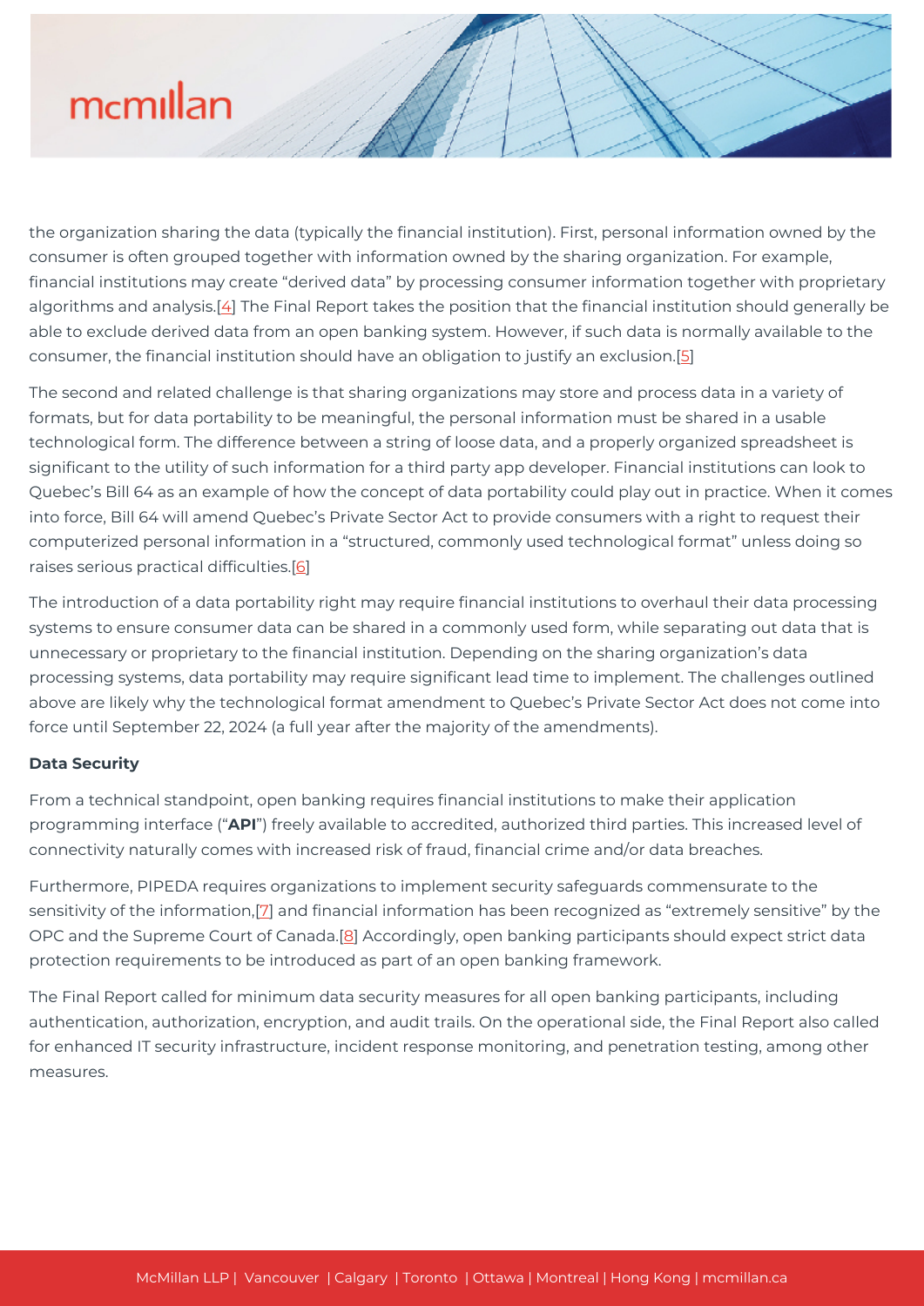the organization sharing the data (typically the financial institution). First, personal information owned by the consumer is often grouped together with information owned by the sharing organization. For example, financial institutions may create "derived data" by processing consumer information together with proprietary algorithms and analysis.[4] The Final Report takes the position that the financial institution should generally be able to exclude derived data from an open banking system. However, if such data is normally available to the consumer, the financial institution should have an obligation to justify an exclusion.[5]

The second and related challenge is that sharing organizations may store and process data in a variety of formats, but for data portability to be meaningful, the personal information must be shared in a usable technological form. The difference between a string of loose data, and a properly organized spreadsheet is significant to the utility of such information for a third party app developer. Financial institutions can look to Quebec's Bill 64 as an example of how the concept of data portability could play out in practice. When it comes into force, Bill 64 will amend Quebec's Private Sector Act to provide consumers with a right to request their computerized personal information in a "structured, commonly used technological format" unless doing so raises serious practical difficulties.[6]

The introduction of a data portability right may require financial institutions to overhaul their data processing systems to ensure consumer data can be shared in a commonly used form, while separating out data that is unnecessary or proprietary to the financial institution. Depending on the sharing organization's data processing systems, data portability may require significant lead time to implement. The challenges outlined above are likely why the technological format amendment to Quebec's Private Sector Act does not come into force until September 22, 2024 (a full year after the majority of the amendments).

**Data Security**

From a technical standpoint, open banking requires financial institutions to make their application programming interface ("**API**") freely available to accredited, authorized third parties. This increased level of connectivity naturally comes with increased risk of fraud, financial crime and/or data breaches.

Furthermore, PIPEDA requires organizations to implement security safeguards commensurate to the sensitivity of the information,[7] and financial information has been recognized as "extremely sensitive" by the OPC and the Supreme Court of Canada.[8] Accordingly, open banking participants should expect strict data protection requirements to be introduced as part of an open banking framework.

The Final Report called for minimum data security measures for all open banking participants, including authentication, authorization, encryption, and audit trails. On the operational side, the Final Report also called for enhanced IT security infrastructure, incident response monitoring, and penetration testing, among other measures.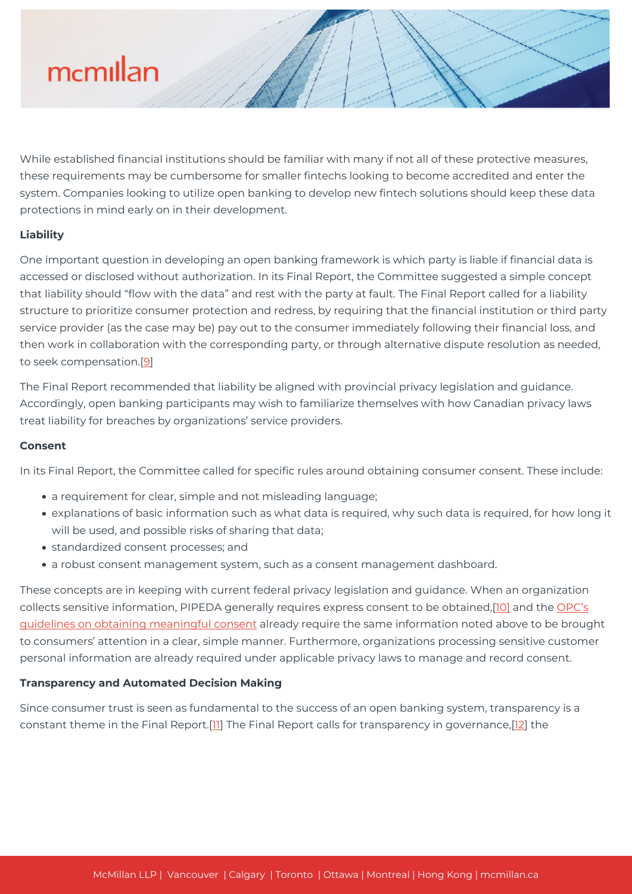While established financial institutions should be familiar with many if not all of these protective measures, these requirements may be cumbersome for smaller fintechs looking to become accredited and enter the system. Companies looking to utilize open banking to develop new fintech solutions should keep these data protections in mind early on in their development.

**Liability**

One important question in developing an open banking framework is which party is liable if financial data is accessed or disclosed without authorization. In its Final Report, the Committee suggested a simple concept that liability should "flow with the data" and rest with the party at fault. The Final Report called for a liability structure to prioritize consumer protection and redress, by requiring that the financial institution or third party service provider (as the case may be) pay out to the consumer immediately following their financial loss, and then work in collaboration with the corresponding party, or through alternative dispute resolution as needed, to seek compensation.[9]

The Final Report recommended that liability be aligned with provincial privacy legislation and guidance. Accordingly, open banking participants may wish to familiarize themselves with how Canadian privacy laws treat liability for breaches by organizations' service providers.

**Consent**

In its Final Report, the Committee called for specific rules around obtaining consumer consent. These include:

- a requirement for clear, simple and not misleading language;
- explanations of basic information such as what data is required, why such data is required, for how long it will be used, and possible risks of sharing that data;
- standardized consent processes; and
- a robust consent management system, such as a consent management dashboard.

These concepts are in keeping with current federal privacy legislation and guidance. When an organization collects sensitive information, PIPEDA generally requires express consent to be obtained,[10] and the OPC's guidelines on obtaining meaningful consent already require the same information noted above to be brought to consumers' attention in a clear, simple manner. Furthermore, organizations processing sensitive customer personal information are already required under applicable privacy laws to manage and record consent.

**Transparency and Automated Decision Making**

Since consumer trust is seen as fundamental to the success of an open banking system, transparency is a constant theme in the Final Report.[11] The Final Report calls for transparency in governance,[12] the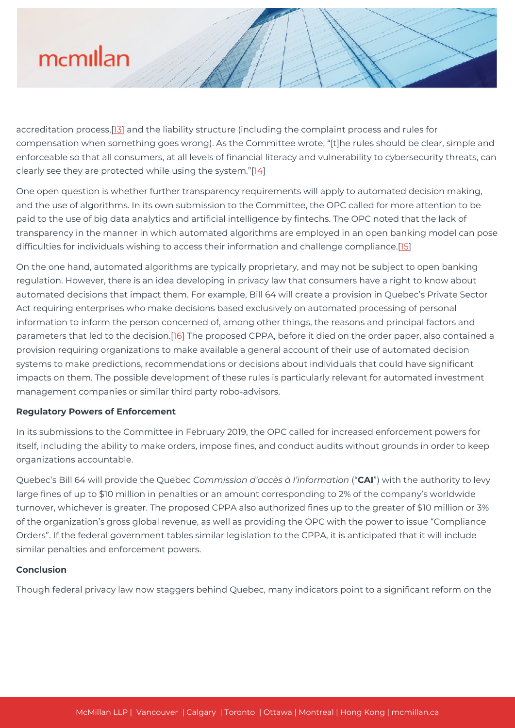accreditation process,[13] and the liability structure (including the complaint process and rules for compensation when something goes wrong). As the Committee wrote, "[t]he rules should be clear, simple and enforceable so that all consumers, at all levels of financial literacy and vulnerability to cybersecurity threats, can clearly see they are protected while using the system."[14]

One open question is whether further transparency requirements will apply to automated decision making, and the use of algorithms. In its own submission to the Committee, the OPC called for more attention to be paid to the use of big data analytics and artificial intelligence by fintechs. The OPC noted that the lack of transparency in the manner in which automated algorithms are employed in an open banking model can pose difficulties for individuals wishing to access their information and challenge compliance.[15]

On the one hand, automated algorithms are typically proprietary, and may not be subject to open banking regulation. However, there is an idea developing in privacy law that consumers have a right to know about automated decisions that impact them. For example, Bill 64 will create a provision in Quebec's Private Sector Act requiring enterprises who make decisions based exclusively on automated processing of personal information to inform the person concerned of, among other things, the reasons and principal factors and parameters that led to the decision.[16] The proposed CPPA, before it died on the order paper, also contained a provision requiring organizations to make available a general account of their use of automated decision systems to make predictions, recommendations or decisions about individuals that could have significant impacts on them. The possible development of these rules is particularly relevant for automated investment management companies or similar third party robo-advisors.

**Regulatory Powers of Enforcement**

In its submissions to the Committee in February 2019, the OPC called for increased enforcement powers for itself, including the ability to make orders, impose fines, and conduct audits without grounds in order to keep organizations accountable.

Quebec's Bill 64 will provide the Quebec *Commission d'accès à l'information* ("**CAI**") with the authority to levy large fines of up to $10 million in penalties or an amount corresponding to 2% of the company's worldwide turnover, whichever is greater. The proposed CPPA also authorized fines up to the greater of $10 million or 3% of the organization's gross global revenue, as well as providing the OPC with the power to issue "Compliance Orders". If the federal government tables similar legislation to the CPPA, it is anticipated that it will include similar penalties and enforcement powers.

**Conclusion**

Though federal privacy law now staggers behind Quebec, many indicators point to a significant reform on the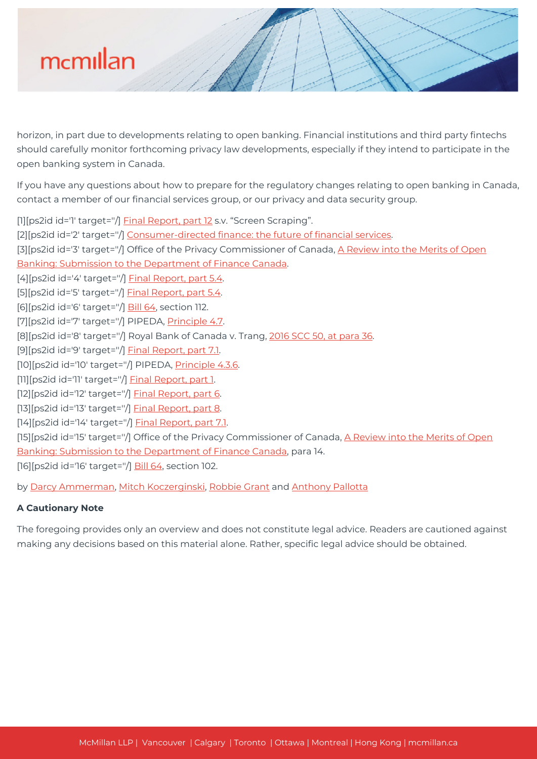horizon, in part due to developments relating to open banking. Financial institutions and third party fintechs should carefully monitor forthcoming privacy law developments, especially if they intend to participate in the open banking system in Canada.

If you have any questions about how to prepare for the regulatory changes relating to open banking in Canada, contact a member of our financial services group, or our privacy and data security group.

[1][ps2id id='1' target=''/] Final Report, part 12 s.v. "Screen Scraping".
[2][ps2id id='2' target=''/] Consumer-directed finance: the future of financial services.
[3][ps2id id='3' target=''/] Office of the Privacy Commissioner of Canada, A Review into the Merits of Open Banking: Submission to the Department of Finance Canada.
[4][ps2id id='4' target=''/] Final Report, part 5.4.
[5][ps2id id='5' target=''/] Final Report, part 5.4.
[6][ps2id id='6' target=''/] Bill 64, section 112.
[7][ps2id id='7' target=''/] PIPEDA, Principle 4.7.
[8][ps2id id='8' target=''/] Royal Bank of Canada v. Trang, 2016 SCC 50, at para 36.
[9][ps2id id='9' target=''/] Final Report, part 7.1.
[10][ps2id id='10' target=''/] PIPEDA, Principle 4.3.6.
[11][ps2id id='11' target=''/] Final Report, part 1.
[12][ps2id id='12' target=''/] Final Report, part 6.
[13][ps2id id='13' target=''/] Final Report, part 8.
[14][ps2id id='14' target=''/] Final Report, part 7.1.
[15][ps2id id='15' target=''/] Office of the Privacy Commissioner of Canada, A Review into the Merits of Open Banking: Submission to the Department of Finance Canada, para 14.
[16][ps2id id='16' target=''/] Bill 64, section 102.

by Darcy Ammerman, Mitch Koczerginski, Robbie Grant and Anthony Pallotta

**A Cautionary Note**

The foregoing provides only an overview and does not constitute legal advice. Readers are cautioned against making any decisions based on this material alone. Rather, specific legal advice should be obtained.